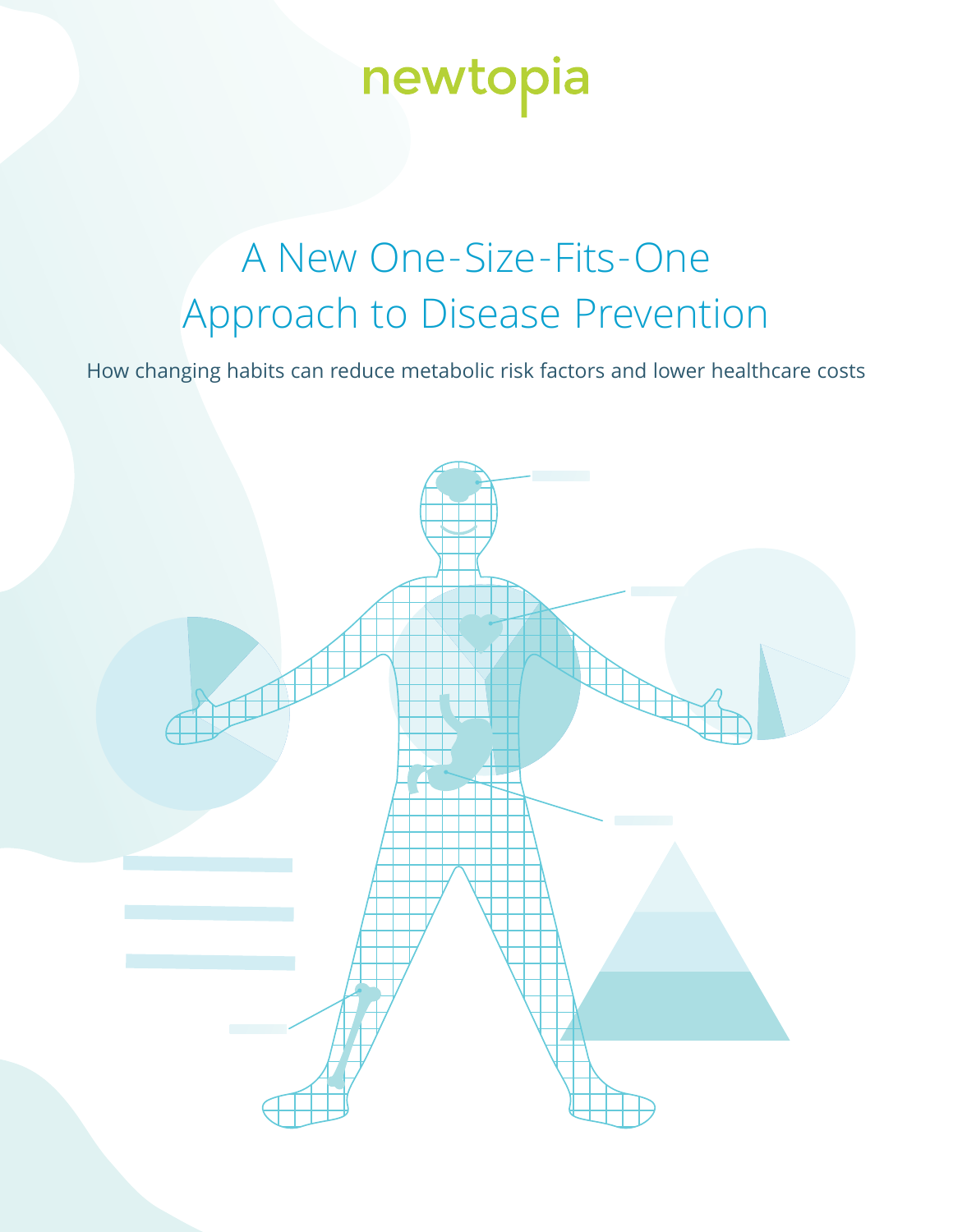newtopia

# A New One-Size-Fits-One Approach to Disease Prevention

How changing habits can reduce metabolic risk factors and lower healthcare costs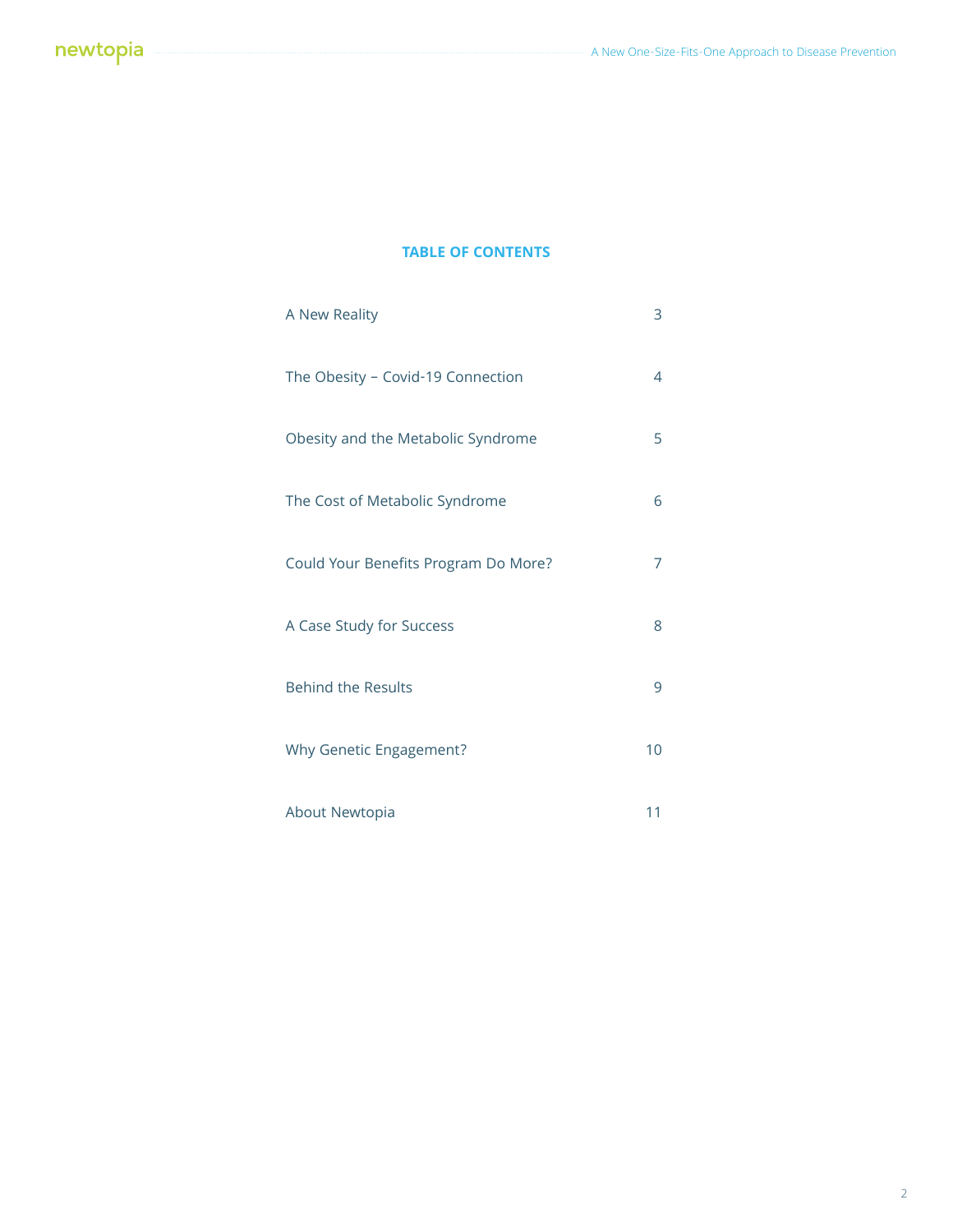## TABLE OF CONTENTS

| | |
|---|---|
| A New Reality | 3 |
| The Obesity – Covid-19 Connection | 4 |
| Obesity and the Metabolic Syndrome | 5 |
| The Cost of Metabolic Syndrome | 6 |
| Could Your Benefits Program Do More? | 7 |
| A Case Study for Success | 8 |
| Behind the Results | 9 |
| Why Genetic Engagement? | 10 |
| About Newtopia | 11 |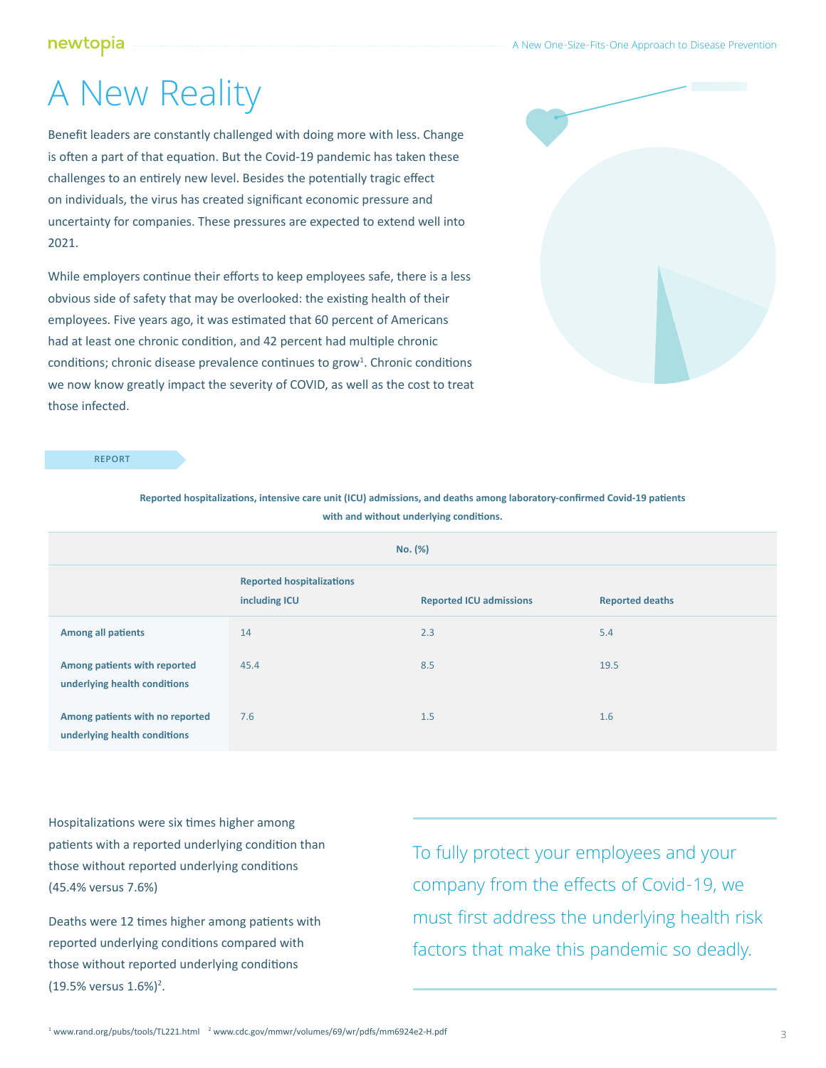# A New Reality

Benefit leaders are constantly challenged with doing more with less. Change is often a part of that equation. But the Covid-19 pandemic has taken these challenges to an entirely new level. Besides the potentially tragic effect on individuals, the virus has created significant economic pressure and uncertainty for companies. These pressures are expected to extend well into 2021.

While employers continue their efforts to keep employees safe, there is a less obvious side of safety that may be overlooked: the existing health of their employees. Five years ago, it was estimated that 60 percent of Americans had at least one chronic condition, and 42 percent had multiple chronic conditions; chronic disease prevalence continues to grow[1]. Chronic conditions we now know greatly impact the severity of COVID, as well as the cost to treat those infected.

REPORT

**Reported hospitalizations, intensive care unit (ICU) admissions, and deaths among laboratory-confirmed Covid-19 patients with and without underlying conditions.**

| | No. (%) | | |
|---|---|---|---|
| | **Reported hospitalizations including ICU** | **Reported ICU admissions** | **Reported deaths** |
| **Among all patients** | 14 | 2.3 | 5.4 |
| **Among patients with reported underlying health conditions** | 45.4 | 8.5 | 19.5 |
| **Among patients with no reported underlying health conditions** | 7.6 | 1.5 | 1.6 |

Hospitalizations were six times higher among patients with a reported underlying condition than those without reported underlying conditions (45.4% versus 7.6%)

Deaths were 12 times higher among patients with reported underlying conditions compared with those without reported underlying conditions (19.5% versus 1.6%)[2].

To fully protect your employees and your company from the effects of Covid-19, we must first address the underlying health risk factors that make this pandemic so deadly.

[1] www.rand.org/pubs/tools/TL221.html [2] www.cdc.gov/mmwr/volumes/69/wr/pdfs/mm6924e2-H.pdf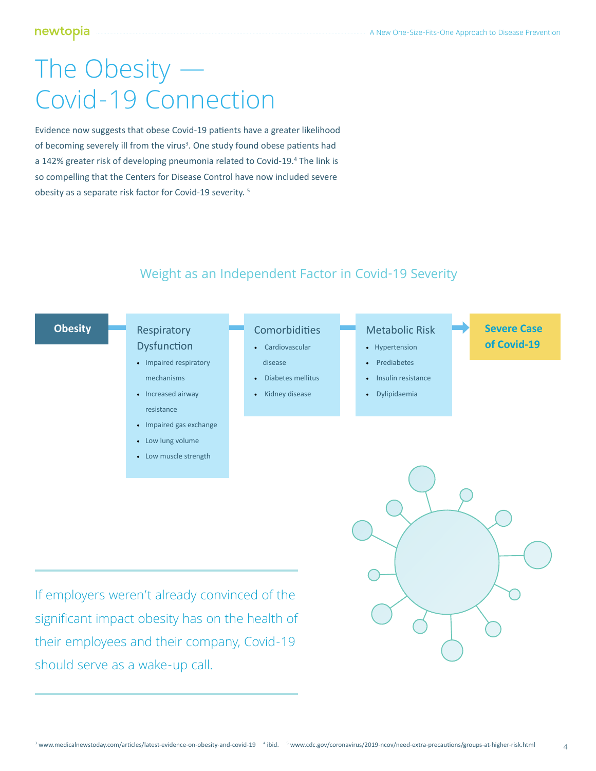# The Obesity — Covid-19 Connection

Evidence now suggests that obese Covid-19 patients have a greater likelihood of becoming severely ill from the virus[3]. One study found obese patients had a 142% greater risk of developing pneumonia related to Covid-19.[4] The link is so compelling that the Centers for Disease Control have now included severe obesity as a separate risk factor for Covid-19 severity. [5]

## Weight as an Independent Factor in Covid-19 Severity

**Obesity** → Respiratory Dysfunction → Comorbidities → Metabolic Risk → **Severe Case of Covid-19**

**Respiratory Dysfunction**
- Impaired respiratory mechanisms
- Increased airway resistance
- Impaired gas exchange
- Low lung volume
- Low muscle strength

**Comorbidities**
- Cardiovascular disease
- Diabetes mellitus
- Kidney disease

**Metabolic Risk**
- Hypertension
- Prediabetes
- Insulin resistance
- Dylipidaemia

If employers weren't already convinced of the significant impact obesity has on the health of their employees and their company, Covid-19 should serve as a wake-up call.

[3] www.medicalnewstoday.com/articles/latest-evidence-on-obesity-and-covid-19 [4] ibid. [5] www.cdc.gov/coronavirus/2019-ncov/need-extra-precautions/groups-at-higher-risk.html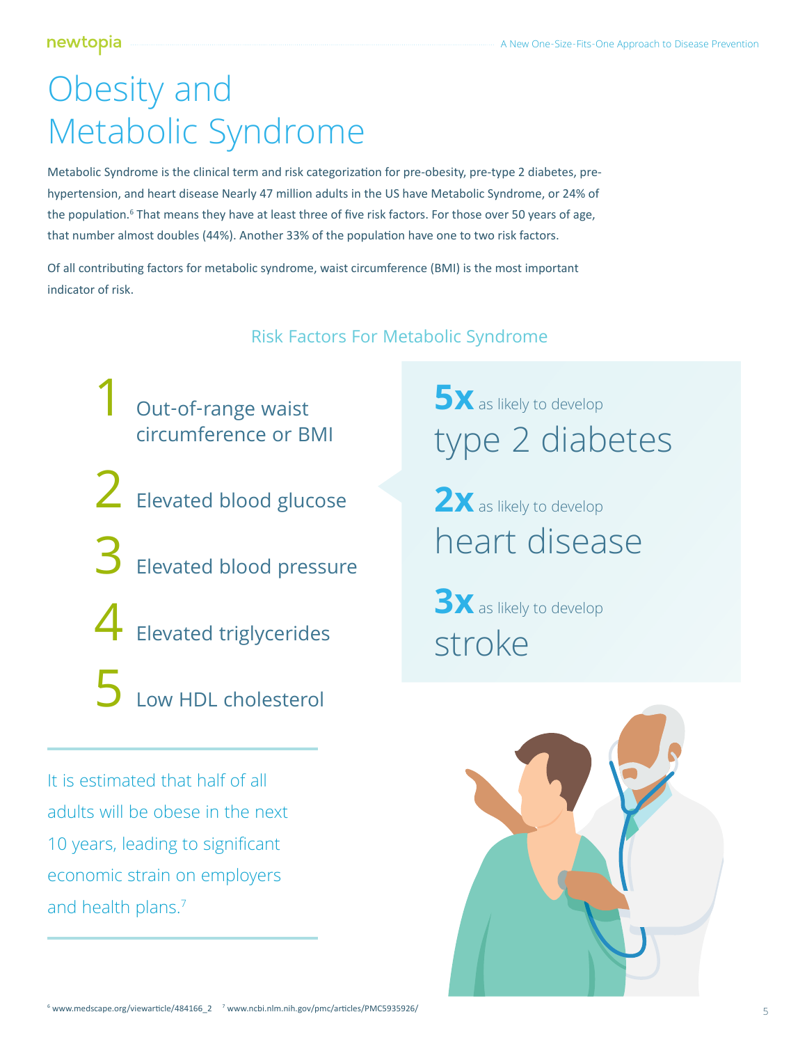# Obesity and Metabolic Syndrome

Metabolic Syndrome is the clinical term and risk categorization for pre-obesity, pre-type 2 diabetes, pre-hypertension, and heart disease Nearly 47 million adults in the US have Metabolic Syndrome, or 24% of the population.[6] That means they have at least three of five risk factors. For those over 50 years of age, that number almost doubles (44%). Another 33% of the population have one to two risk factors.

Of all contributing factors for metabolic syndrome, waist circumference (BMI) is the most important indicator of risk.

## Risk Factors For Metabolic Syndrome

1. Out-of-range waist circumference or BMI
2. Elevated blood glucose
3. Elevated blood pressure
4. Elevated triglycerides
5. Low HDL cholesterol

**5x** as likely to develop type 2 diabetes

**2x** as likely to develop heart disease

**3x** as likely to develop stroke

It is estimated that half of all adults will be obese in the next 10 years, leading to significant economic strain on employers and health plans.[7]

[6] www.medscape.org/viewarticle/484166_2 [7] www.ncbi.nlm.nih.gov/pmc/articles/PMC5935926/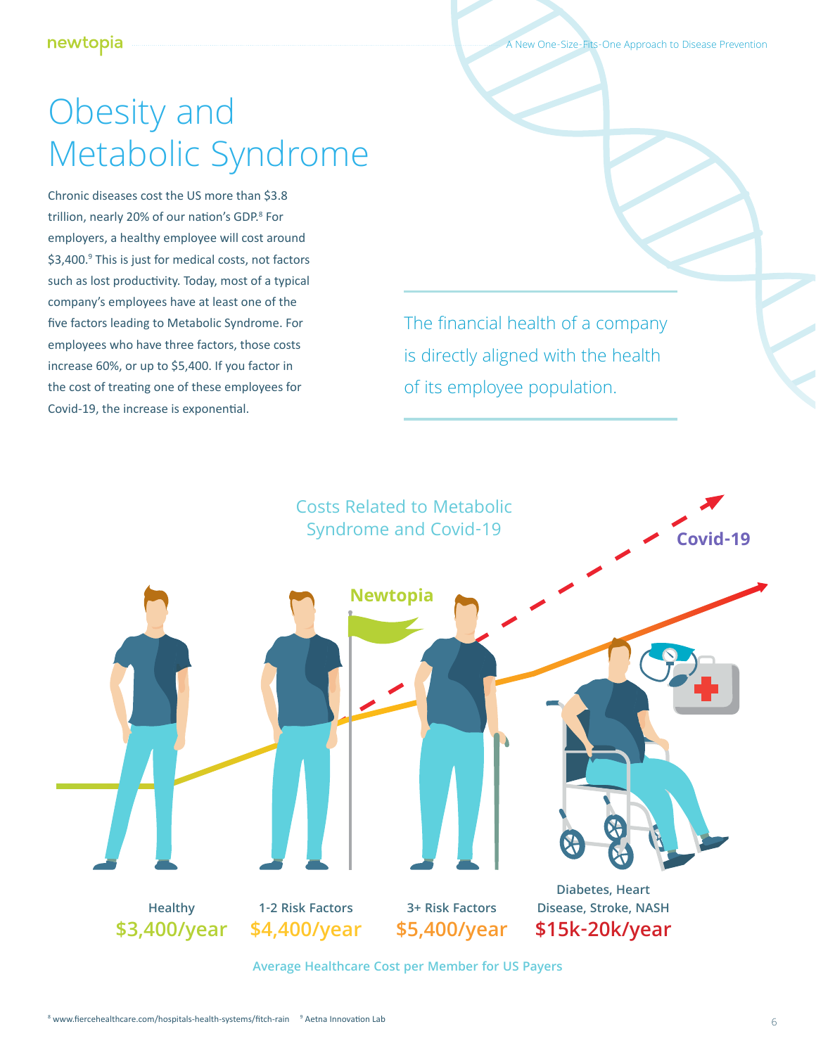// Obesity and Metabolic Syndrome

# Obesity and Metabolic Syndrome

Chronic diseases cost the US more than $3.8 trillion, nearly 20% of our nation's GDP.[8] For employers, a healthy employee will cost around $3,400.[9] This is just for medical costs, not factors such as lost productivity. Today, most of a typical company's employees have at least one of the five factors leading to Metabolic Syndrome. For employees who have three factors, those costs increase 60%, or up to $5,400. If you factor in the cost of treating one of these employees for Covid-19, the increase is exponential.

> The financial health of a company is directly aligned with the health of its employee population.

## Costs Related to Metabolic Syndrome and Covid-19

Newtopia

Covid-19

| Healthy | 1-2 Risk Factors | 3+ Risk Factors | Diabetes, Heart Disease, Stroke, NASH |
|---|---|---|---|
| $3,400/year | $4,400/year | $5,400/year | $15k-20k/year |

**Average Healthcare Cost per Member for US Payers**

[8] www.fiercehealthcare.com/hospitals-health-systems/fitch-rain [9] Aetna Innovation Lab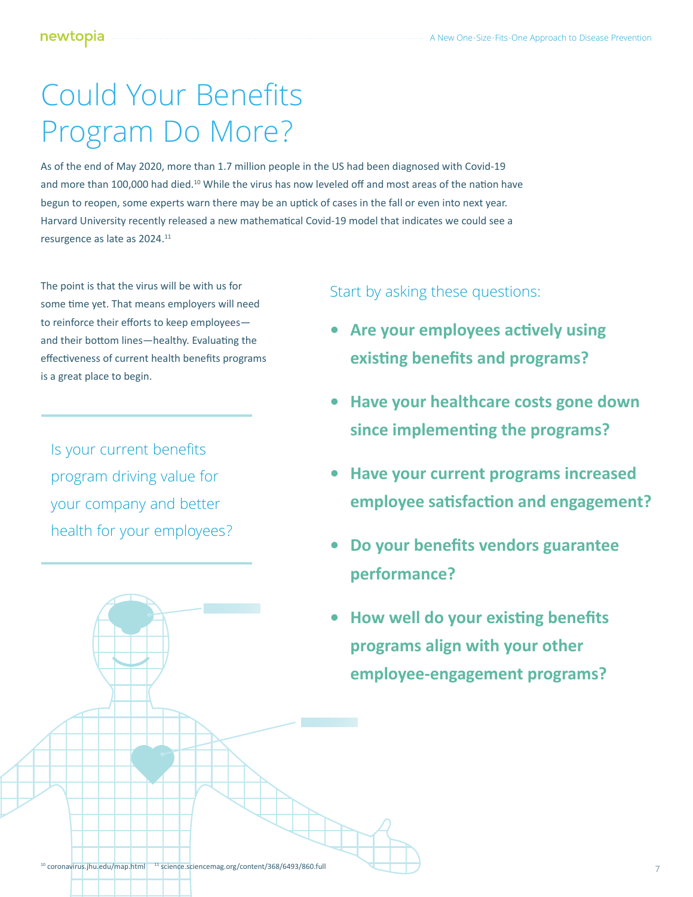# Could Your Benefits Program Do More?

As of the end of May 2020, more than 1.7 million people in the US had been diagnosed with Covid-19 and more than 100,000 had died.[10] While the virus has now leveled off and most areas of the nation have begun to reopen, some experts warn there may be an uptick of cases in the fall or even into next year. Harvard University recently released a new mathematical Covid-19 model that indicates we could see a resurgence as late as 2024.[11]

The point is that the virus will be with us for some time yet. That means employers will need to reinforce their efforts to keep employees—and their bottom lines—healthy. Evaluating the effectiveness of current health benefits programs is a great place to begin.

> Is your current benefits program driving value for your company and better health for your employees?

Start by asking these questions:

- **Are your employees actively using existing benefits and programs?**
- **Have your healthcare costs gone down since implementing the programs?**
- **Have your current programs increased employee satisfaction and engagement?**
- **Do your benefits vendors guarantee performance?**
- **How well do your existing benefits programs align with your other employee-engagement programs?**

[10] coronavirus.jhu.edu/map.html [11] science.sciencemag.org/content/368/6493/860.full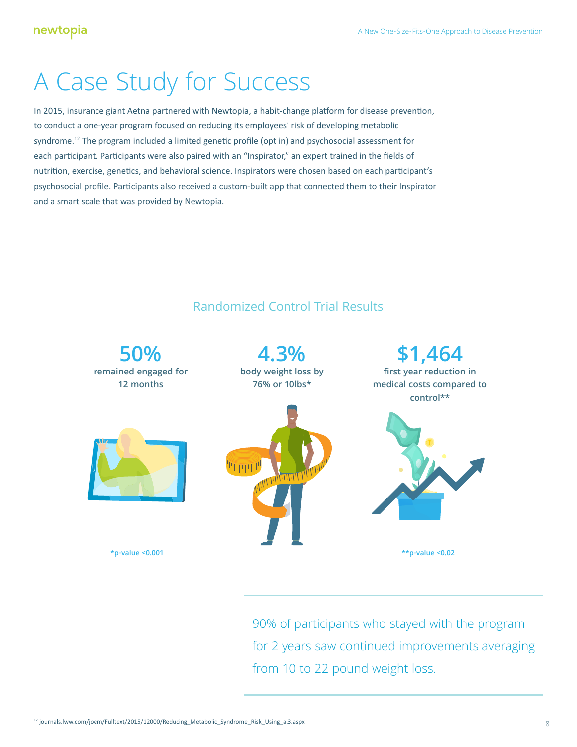# A Case Study for Success

In 2015, insurance giant Aetna partnered with Newtopia, a habit-change platform for disease prevention, to conduct a one-year program focused on reducing its employees' risk of developing metabolic syndrome.[12] The program included a limited genetic profile (opt in) and psychosocial assessment for each participant. Participants were also paired with an "Inspirator," an expert trained in the fields of nutrition, exercise, genetics, and behavioral science. Inspirators were chosen based on each participant's psychosocial profile. Participants also received a custom-built app that connected them to their Inspirator and a smart scale that was provided by Newtopia.

## Randomized Control Trial Results

**50%**
remained engaged for 12 months

**4.3%**
body weight loss by 76% or 10lbs*

**$1,464**
first year reduction in medical costs compared to control**

*p-value <0.001

**p-value <0.02

90% of participants who stayed with the program for 2 years saw continued improvements averaging from 10 to 22 pound weight loss.

[12] journals.lww.com/joem/Fulltext/2015/12000/Reducing_Metabolic_Syndrome_Risk_Using_a.3.aspx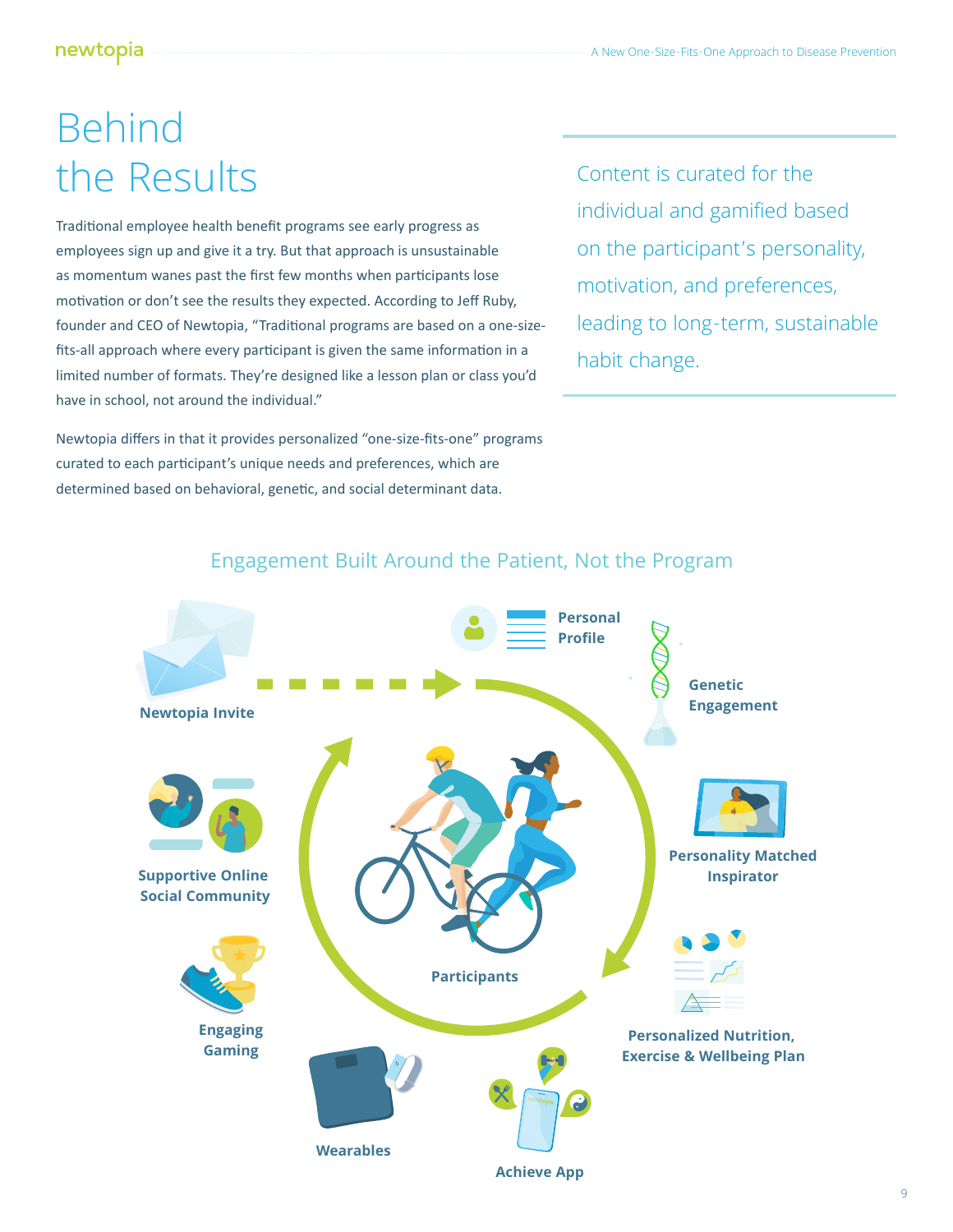# Behind the Results

Traditional employee health benefit programs see early progress as employees sign up and give it a try. But that approach is unsustainable as momentum wanes past the first few months when participants lose motivation or don't see the results they expected. According to Jeff Ruby, founder and CEO of Newtopia, "Traditional programs are based on a one-size-fits-all approach where every participant is given the same information in a limited number of formats. They're designed like a lesson plan or class you'd have in school, not around the individual."

Newtopia differs in that it provides personalized "one-size-fits-one" programs curated to each participant's unique needs and preferences, which are determined based on behavioral, genetic, and social determinant data.

> Content is curated for the individual and gamified based on the participant's personality, motivation, and preferences, leading to long-term, sustainable habit change.

## Engagement Built Around the Patient, Not the Program

- Newtopia Invite
- Personal Profile
- Genetic Engagement
- Personality Matched Inspirator
- Personalized Nutrition, Exercise & Wellbeing Plan
- Achieve App
- Wearables
- Engaging Gaming
- Supportive Online Social Community
- Participants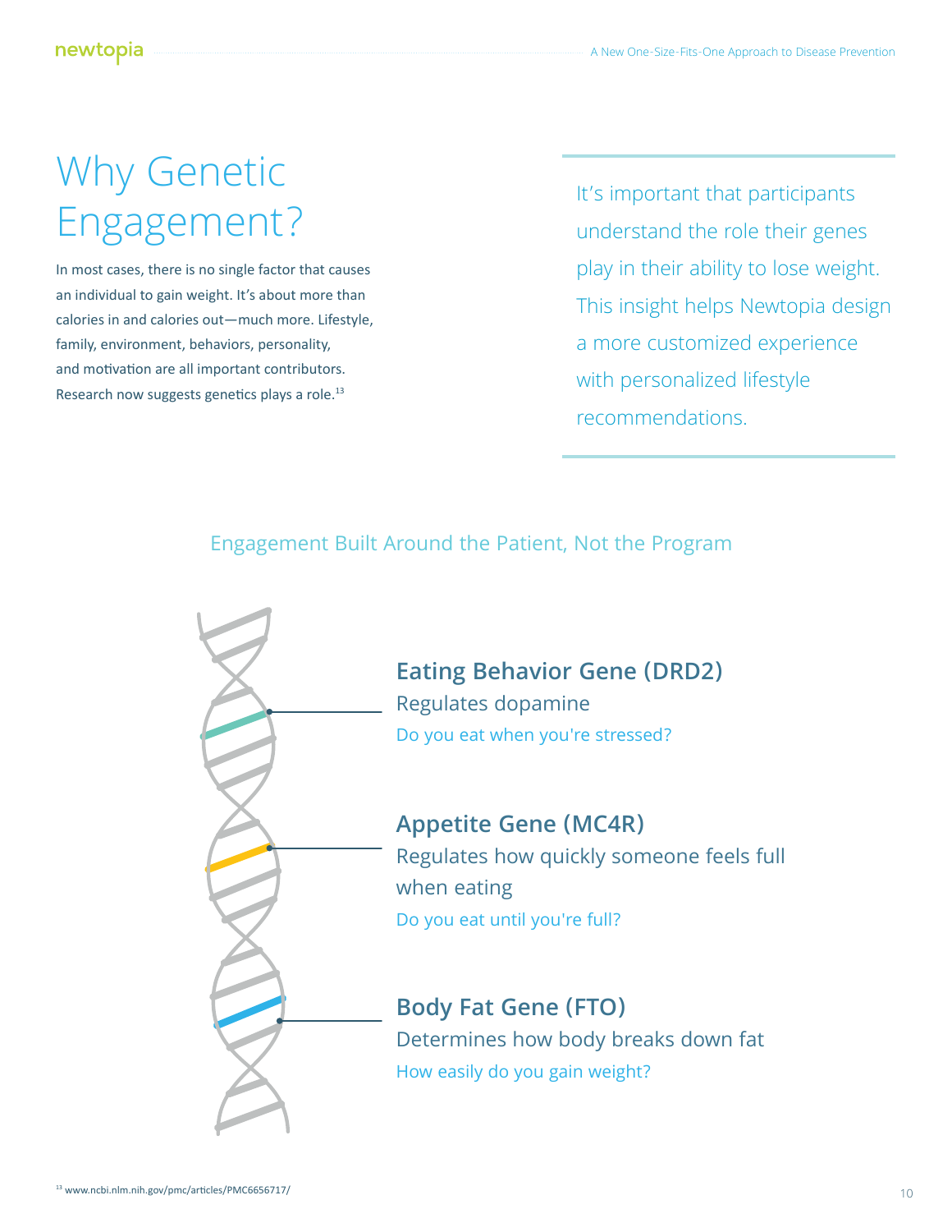# Why Genetic Engagement?

In most cases, there is no single factor that causes an individual to gain weight. It's about more than calories in and calories out—much more. Lifestyle, family, environment, behaviors, personality, and motivation are all important contributors. Research now suggests genetics plays a role.[13]

> It's important that participants understand the role their genes play in their ability to lose weight. This insight helps Newtopia design a more customized experience with personalized lifestyle recommendations.

## Engagement Built Around the Patient, Not the Program

### Eating Behavior Gene (DRD2)

Regulates dopamine

Do you eat when you're stressed?

### Appetite Gene (MC4R)

Regulates how quickly someone feels full when eating

Do you eat until you're full?

### Body Fat Gene (FTO)

Determines how body breaks down fat

How easily do you gain weight?

[13] www.ncbi.nlm.nih.gov/pmc/articles/PMC6656717/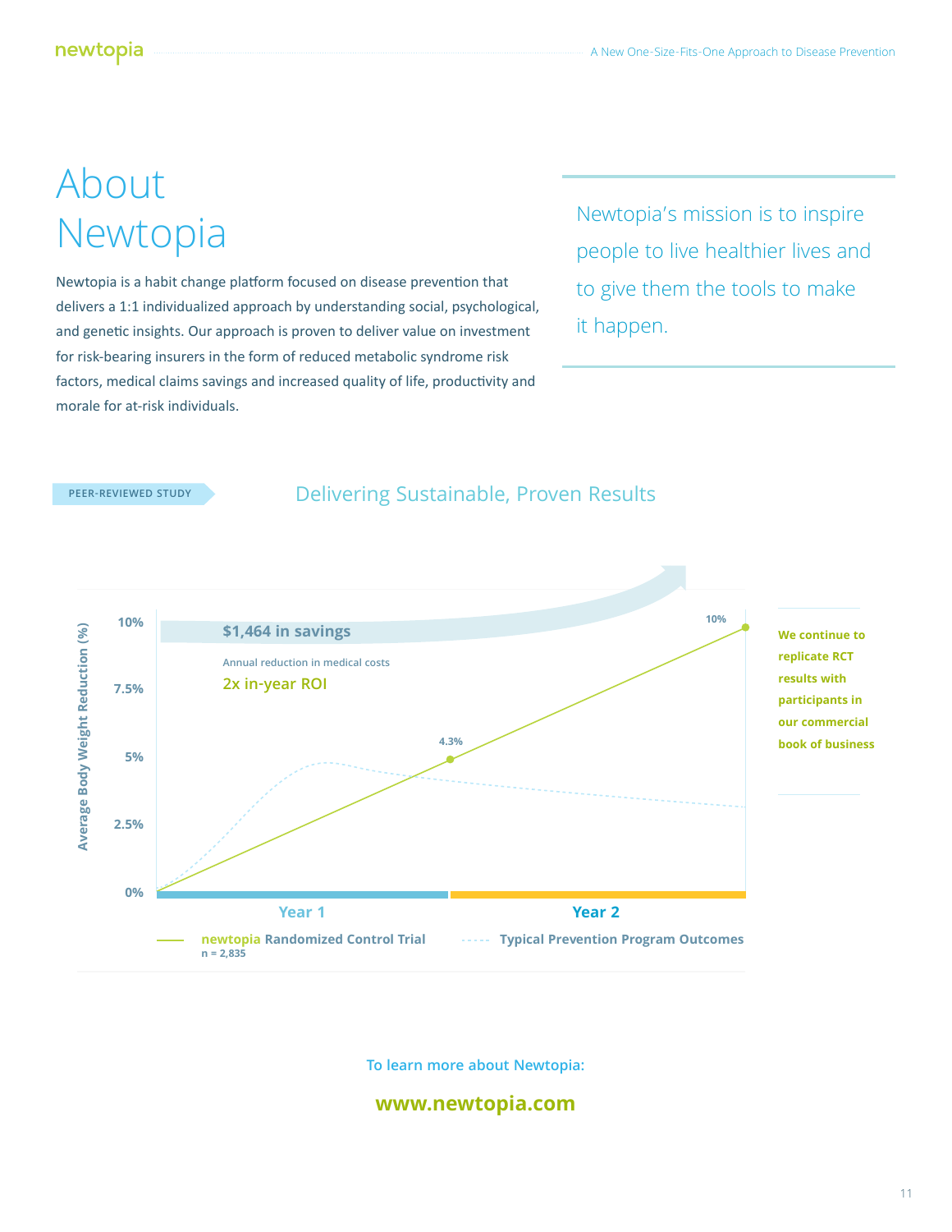# About Newtopia

Newtopia is a habit change platform focused on disease prevention that delivers a 1:1 individualized approach by understanding social, psychological, and genetic insights. Our approach is proven to deliver value on investment for risk-bearing insurers in the form of reduced metabolic syndrome risk factors, medical claims savings and increased quality of life, productivity and morale for at-risk individuals.

> Newtopia's mission is to inspire people to live healthier lives and to give them the tools to make it happen.

PEER-REVIEWED STUDY

## Delivering Sustainable, Proven Results

$1,464 in savings

Annual reduction in medical costs

2x in-year ROI

Average Body Weight Reduction (%)

10%

7.5%

5%

2.5%

0%

4.3%

10%

Year 1

Year 2

newtopia Randomized Control Trial

n = 2,835

Typical Prevention Program Outcomes

**We continue to replicate RCT results with participants in our commercial book of business**

To learn more about Newtopia:

**www.newtopia.com**